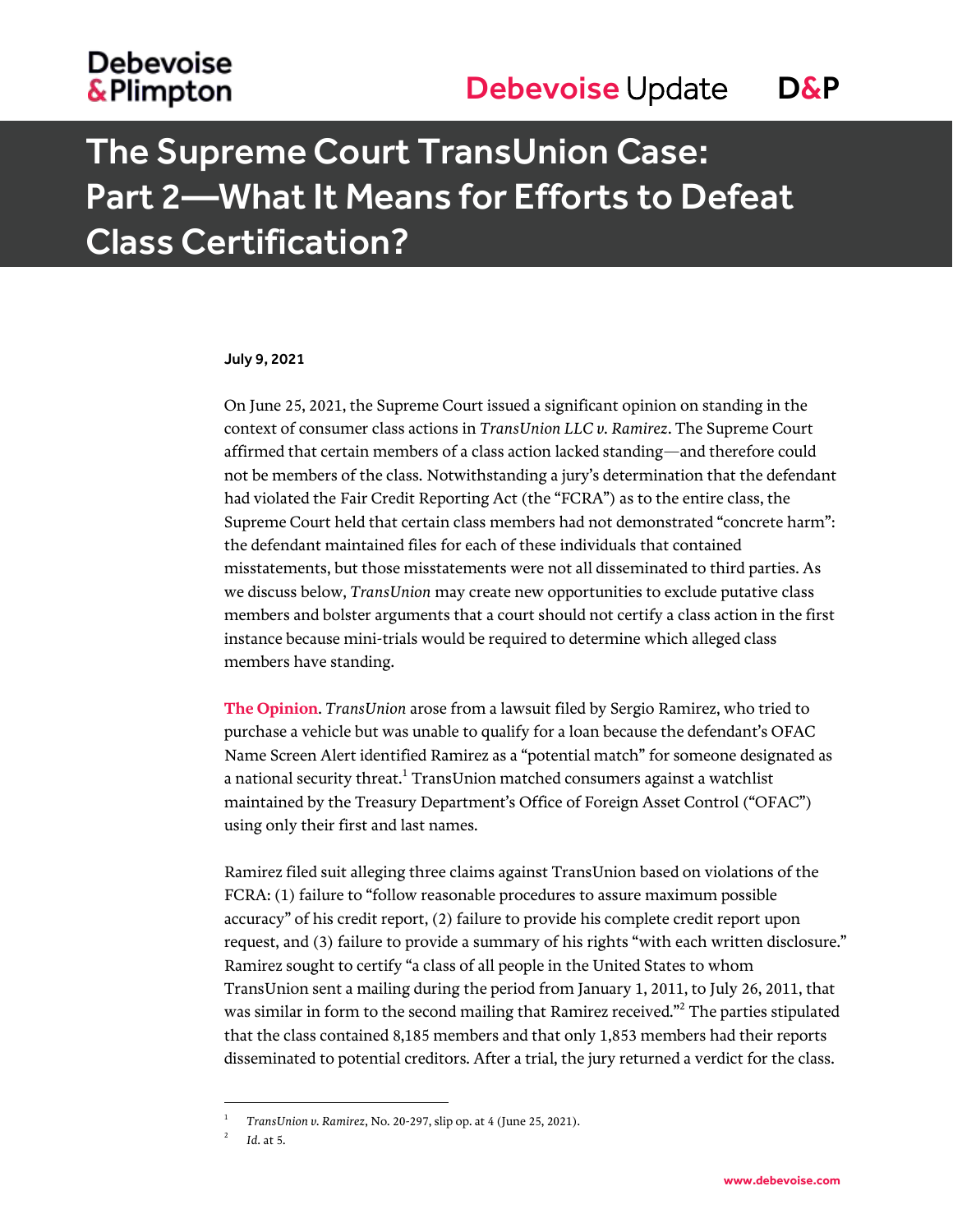# The Supreme Court TransUnion Case: Part 2—What It Means for Efforts to Defeat Class Certification?

**July 9, 2021**

On June 25, 2021, the Supreme Court issued a significant opinion on standing in the context of consumer class actions in *TransUnion LLC v. Ramirez*. The Supreme Court affirmed that certain members of a class action lacked standing—and therefore could not be members of the class. Notwithstanding a jury's determination that the defendant had violated the Fair Credit Reporting Act (the "FCRA") as to the entire class, the Supreme Court held that certain class members had not demonstrated "concrete harm": the defendant maintained files for each of these individuals that contained misstatements, but those misstatements were not all disseminated to third parties. As we discuss below, *TransUnion* may create new opportunities to exclude putative class members and bolster arguments that a court should not certify a class action in the first instance because mini-trials would be required to determine which alleged class members have standing.

**The Opinion**. *TransUnion* arose from a lawsuit filed by Sergio Ramirez, who tried to purchase a vehicle but was unable to qualify for a loan because the defendant's OFAC Name Screen Alert identified Ramirez as a "potential match" for someone designated as a national security threat.[1] TransUnion matched consumers against a watchlist maintained by the Treasury Department's Office of Foreign Asset Control ("OFAC") using only their first and last names.

Ramirez filed suit alleging three claims against TransUnion based on violations of the FCRA: (1) failure to "follow reasonable procedures to assure maximum possible accuracy" of his credit report, (2) failure to provide his complete credit report upon request, and (3) failure to provide a summary of his rights "with each written disclosure." Ramirez sought to certify "a class of all people in the United States to whom TransUnion sent a mailing during the period from January 1, 2011, to July 26, 2011, that was similar in form to the second mailing that Ramirez received."[2] The parties stipulated that the class contained 8,185 members and that only 1,853 members had their reports disseminated to potential creditors. After a trial, the jury returned a verdict for the class.

---

[1] *TransUnion v. Ramirez*, No. 20-297, slip op. at 4 (June 25, 2021).

[2] *Id.* at 5.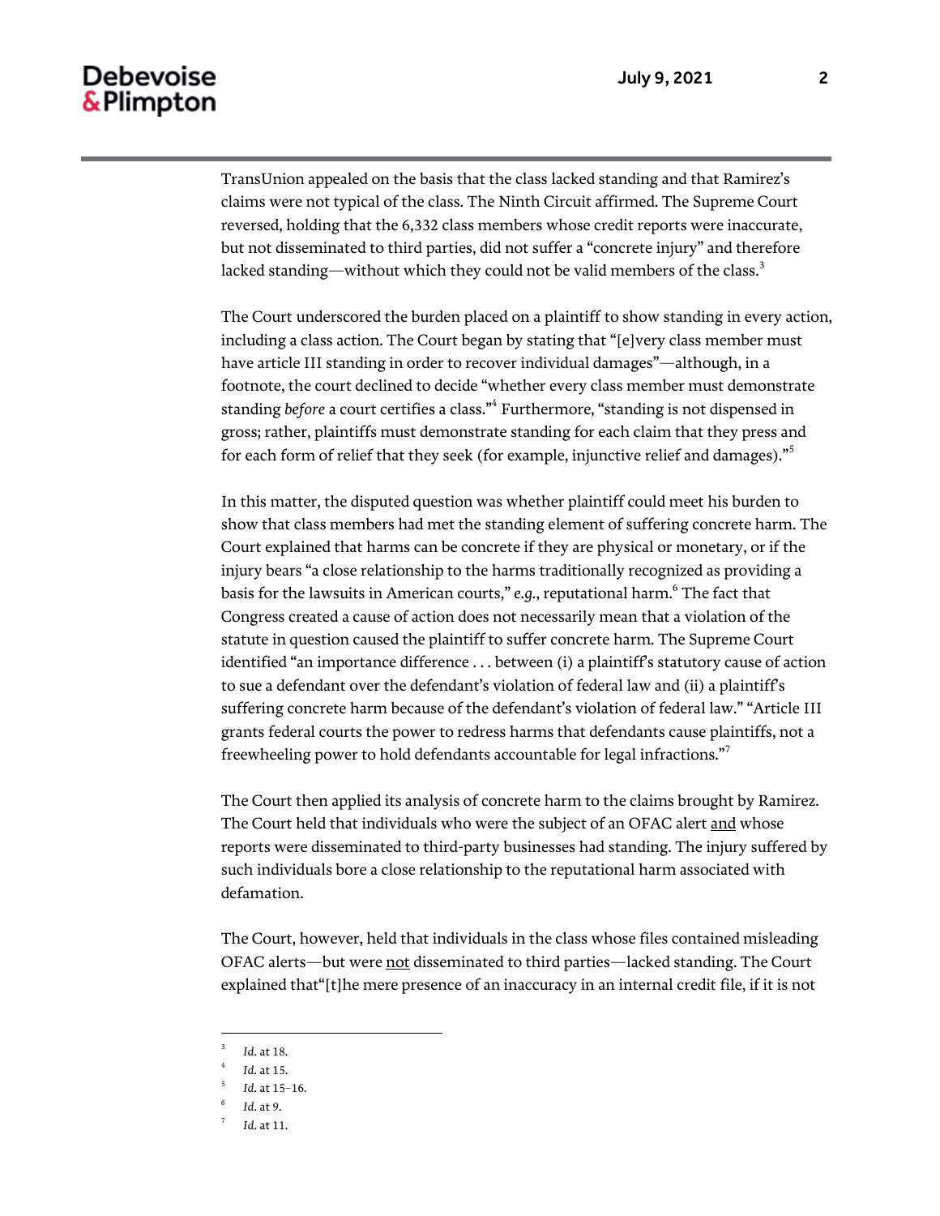TransUnion appealed on the basis that the class lacked standing and that Ramirez's claims were not typical of the class. The Ninth Circuit affirmed. The Supreme Court reversed, holding that the 6,332 class members whose credit reports were inaccurate, but not disseminated to third parties, did not suffer a "concrete injury" and therefore lacked standing—without which they could not be valid members of the class.[3]

The Court underscored the burden placed on a plaintiff to show standing in every action, including a class action. The Court began by stating that "[e]very class member must have article III standing in order to recover individual damages"—although, in a footnote, the court declined to decide "whether every class member must demonstrate standing *before* a court certifies a class."[4] Furthermore, "standing is not dispensed in gross; rather, plaintiffs must demonstrate standing for each claim that they press and for each form of relief that they seek (for example, injunctive relief and damages)."[5]

In this matter, the disputed question was whether plaintiff could meet his burden to show that class members had met the standing element of suffering concrete harm. The Court explained that harms can be concrete if they are physical or monetary, or if the injury bears "a close relationship to the harms traditionally recognized as providing a basis for the lawsuits in American courts," *e.g.*, reputational harm.[6] The fact that Congress created a cause of action does not necessarily mean that a violation of the statute in question caused the plaintiff to suffer concrete harm. The Supreme Court identified "an importance difference . . . between (i) a plaintiff's statutory cause of action to sue a defendant over the defendant's violation of federal law and (ii) a plaintiff's suffering concrete harm because of the defendant's violation of federal law." "Article III grants federal courts the power to redress harms that defendants cause plaintiffs, not a freewheeling power to hold defendants accountable for legal infractions."[7]

The Court then applied its analysis of concrete harm to the claims brought by Ramirez. The Court held that individuals who were the subject of an OFAC alert <u>and</u> whose reports were disseminated to third-party businesses had standing. The injury suffered by such individuals bore a close relationship to the reputational harm associated with defamation.

The Court, however, held that individuals in the class whose files contained misleading OFAC alerts—but were <u>not</u> disseminated to third parties—lacked standing. The Court explained that"[t]he mere presence of an inaccuracy in an internal credit file, if it is not

---

[3] *Id.* at 18.

[4] *Id.* at 15.

[5] *Id.* at 15–16.

[6] *Id.* at 9.

[7] *Id.* at 11.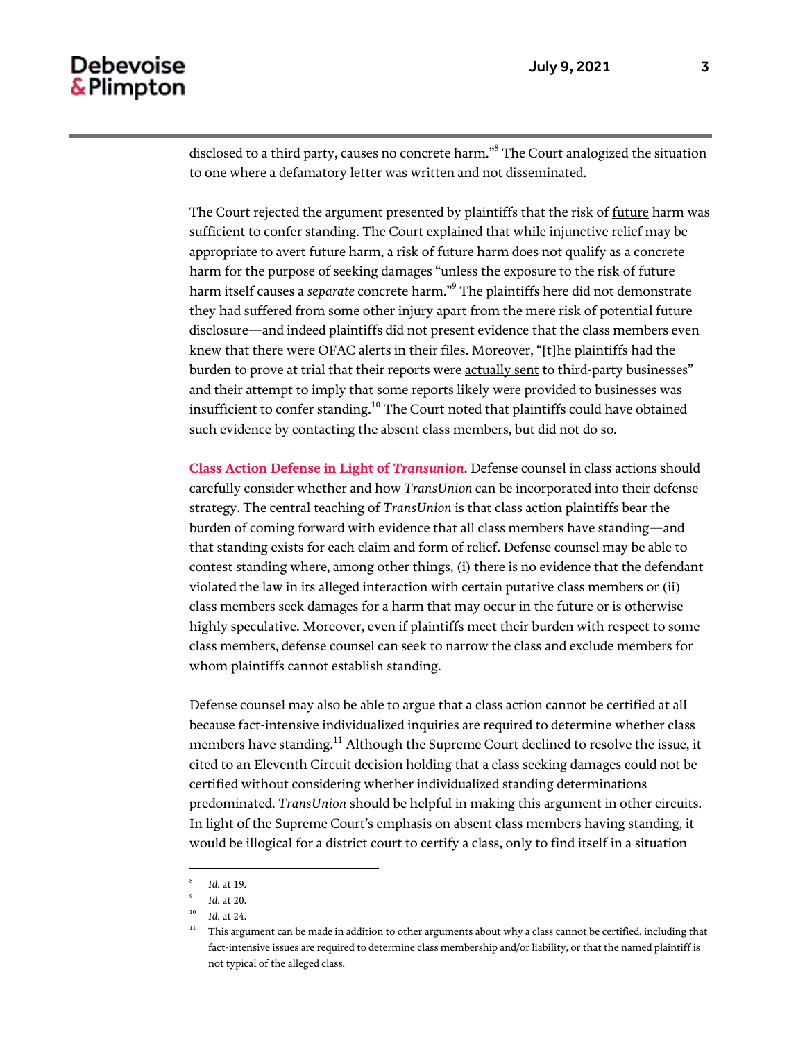disclosed to a third party, causes no concrete harm."[8] The Court analogized the situation to one where a defamatory letter was written and not disseminated.

The Court rejected the argument presented by plaintiffs that the risk of future harm was sufficient to confer standing. The Court explained that while injunctive relief may be appropriate to avert future harm, a risk of future harm does not qualify as a concrete harm for the purpose of seeking damages "unless the exposure to the risk of future harm itself causes a *separate* concrete harm."[9] The plaintiffs here did not demonstrate they had suffered from some other injury apart from the mere risk of potential future disclosure—and indeed plaintiffs did not present evidence that the class members even knew that there were OFAC alerts in their files. Moreover, "[t]he plaintiffs had the burden to prove at trial that their reports were actually sent to third-party businesses" and their attempt to imply that some reports likely were provided to businesses was insufficient to confer standing.[10] The Court noted that plaintiffs could have obtained such evidence by contacting the absent class members, but did not do so.

**Class Action Defense in Light of *Transunion*.** Defense counsel in class actions should carefully consider whether and how *TransUnion* can be incorporated into their defense strategy. The central teaching of *TransUnion* is that class action plaintiffs bear the burden of coming forward with evidence that all class members have standing—and that standing exists for each claim and form of relief. Defense counsel may be able to contest standing where, among other things, (i) there is no evidence that the defendant violated the law in its alleged interaction with certain putative class members or (ii) class members seek damages for a harm that may occur in the future or is otherwise highly speculative. Moreover, even if plaintiffs meet their burden with respect to some class members, defense counsel can seek to narrow the class and exclude members for whom plaintiffs cannot establish standing.

Defense counsel may also be able to argue that a class action cannot be certified at all because fact-intensive individualized inquiries are required to determine whether class members have standing.[11] Although the Supreme Court declined to resolve the issue, it cited to an Eleventh Circuit decision holding that a class seeking damages could not be certified without considering whether individualized standing determinations predominated. *TransUnion* should be helpful in making this argument in other circuits. In light of the Supreme Court's emphasis on absent class members having standing, it would be illogical for a district court to certify a class, only to find itself in a situation

---

[8] *Id.* at 19.

[9] *Id.* at 20.

[10] *Id.* at 24.

[11] This argument can be made in addition to other arguments about why a class cannot be certified, including that fact-intensive issues are required to determine class membership and/or liability, or that the named plaintiff is not typical of the alleged class.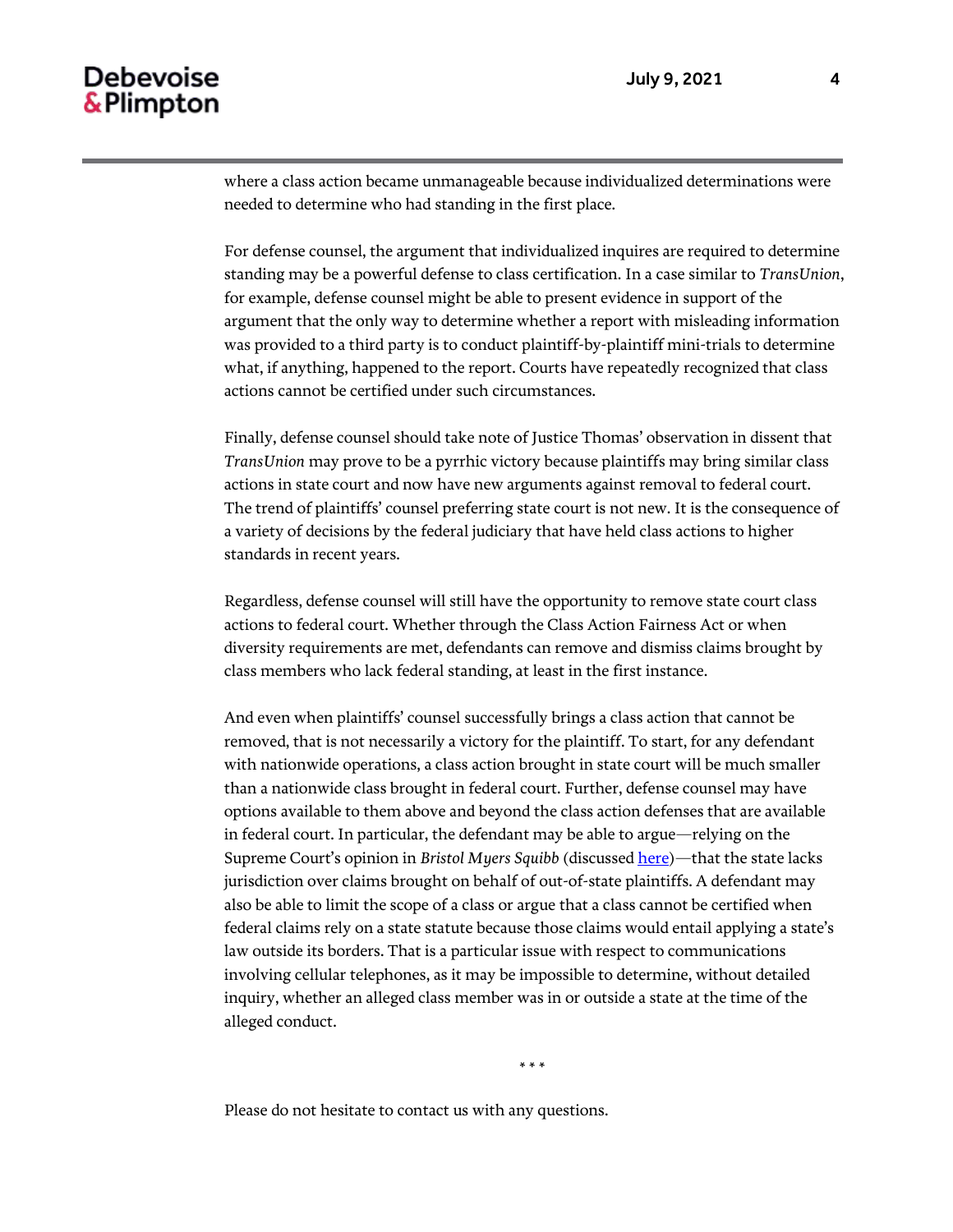where a class action became unmanageable because individualized determinations were needed to determine who had standing in the first place.

For defense counsel, the argument that individualized inquires are required to determine standing may be a powerful defense to class certification. In a case similar to *TransUnion*, for example, defense counsel might be able to present evidence in support of the argument that the only way to determine whether a report with misleading information was provided to a third party is to conduct plaintiff-by-plaintiff mini-trials to determine what, if anything, happened to the report. Courts have repeatedly recognized that class actions cannot be certified under such circumstances.

Finally, defense counsel should take note of Justice Thomas' observation in dissent that *TransUnion* may prove to be a pyrrhic victory because plaintiffs may bring similar class actions in state court and now have new arguments against removal to federal court. The trend of plaintiffs' counsel preferring state court is not new. It is the consequence of a variety of decisions by the federal judiciary that have held class actions to higher standards in recent years.

Regardless, defense counsel will still have the opportunity to remove state court class actions to federal court. Whether through the Class Action Fairness Act or when diversity requirements are met, defendants can remove and dismiss claims brought by class members who lack federal standing, at least in the first instance.

And even when plaintiffs' counsel successfully brings a class action that cannot be removed, that is not necessarily a victory for the plaintiff. To start, for any defendant with nationwide operations, a class action brought in state court will be much smaller than a nationwide class brought in federal court. Further, defense counsel may have options available to them above and beyond the class action defenses that are available in federal court. In particular, the defendant may be able to argue—relying on the Supreme Court's opinion in *Bristol Myers Squibb* (discussed here)—that the state lacks jurisdiction over claims brought on behalf of out-of-state plaintiffs. A defendant may also be able to limit the scope of a class or argue that a class cannot be certified when federal claims rely on a state statute because those claims would entail applying a state's law outside its borders. That is a particular issue with respect to communications involving cellular telephones, as it may be impossible to determine, without detailed inquiry, whether an alleged class member was in or outside a state at the time of the alleged conduct.

\* \* \*

Please do not hesitate to contact us with any questions.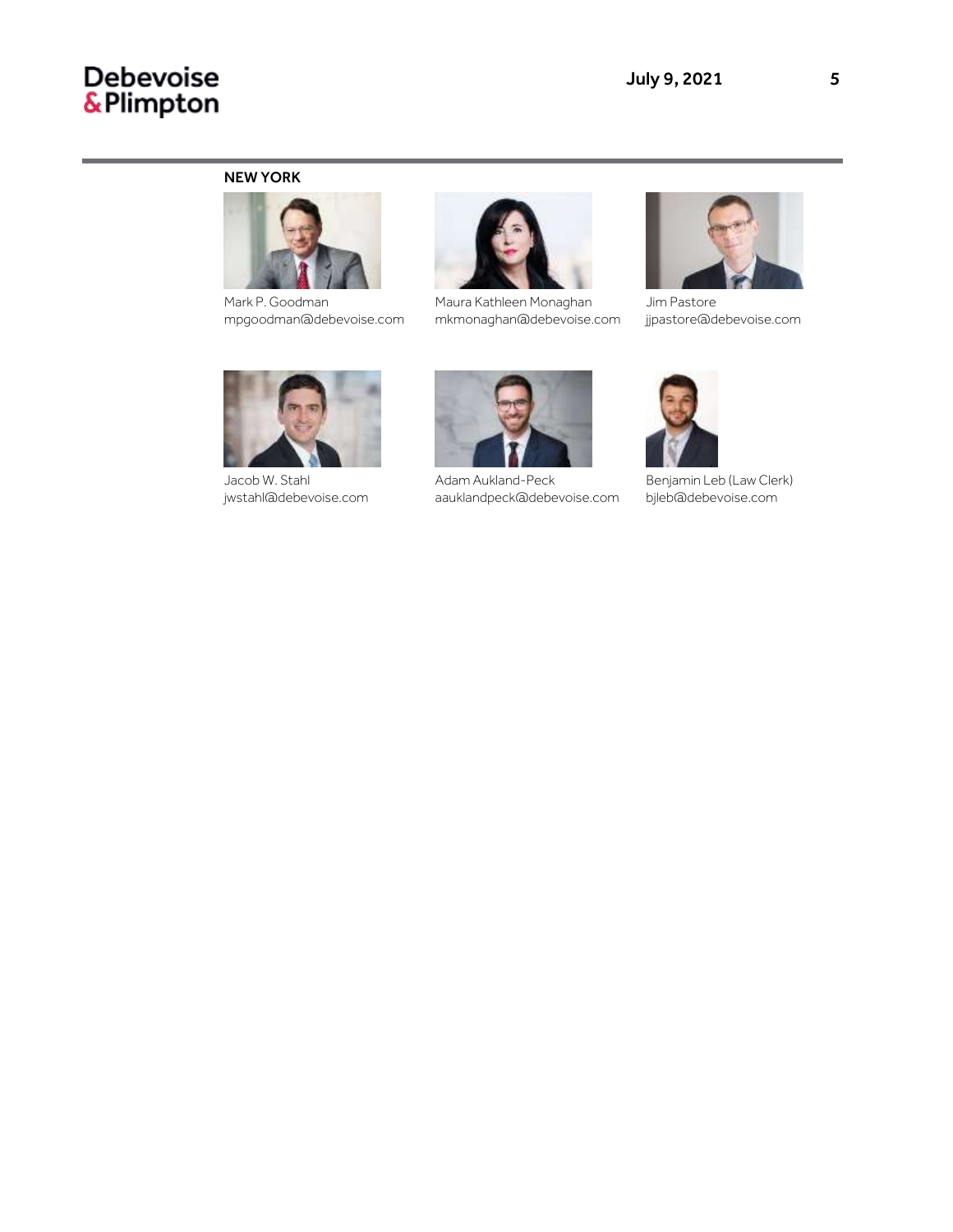## NEW YORK

Mark P. Goodman
mpgoodman@debevoise.com

Maura Kathleen Monaghan
mkmonaghan@debevoise.com

Jim Pastore
jjpastore@debevoise.com

Jacob W. Stahl
jwstahl@debevoise.com

Adam Aukland-Peck
aauklandpeck@debevoise.com

Benjamin Leb (Law Clerk)
bjleb@debevoise.com